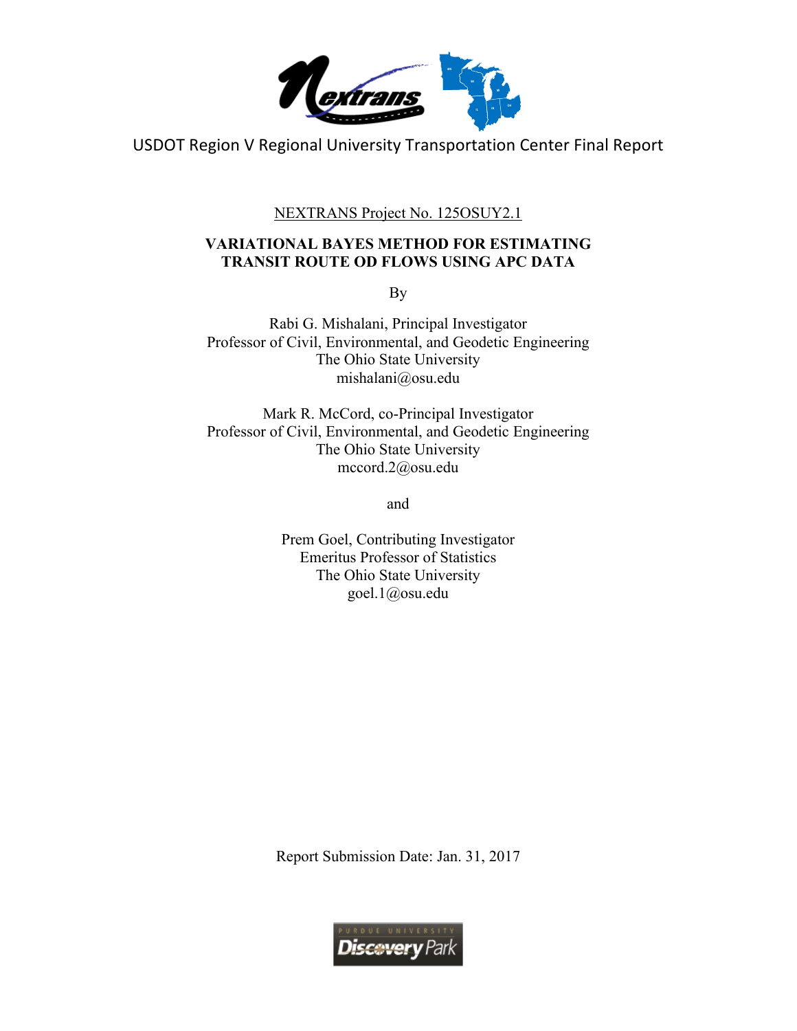USDOT Region V Regional University Transportation Center Final Report

NEXTRANS Project No. 125OSUY2.1

# VARIATIONAL BAYES METHOD FOR ESTIMATING TRANSIT ROUTE OD FLOWS USING APC DATA

By

Rabi G. Mishalani, Principal Investigator
Professor of Civil, Environmental, and Geodetic Engineering
The Ohio State University
mishalani@osu.edu

Mark R. McCord, co-Principal Investigator
Professor of Civil, Environmental, and Geodetic Engineering
The Ohio State University
mccord.2@osu.edu

and

Prem Goel, Contributing Investigator
Emeritus Professor of Statistics
The Ohio State University
goel.1@osu.edu

Report Submission Date: Jan. 31, 2017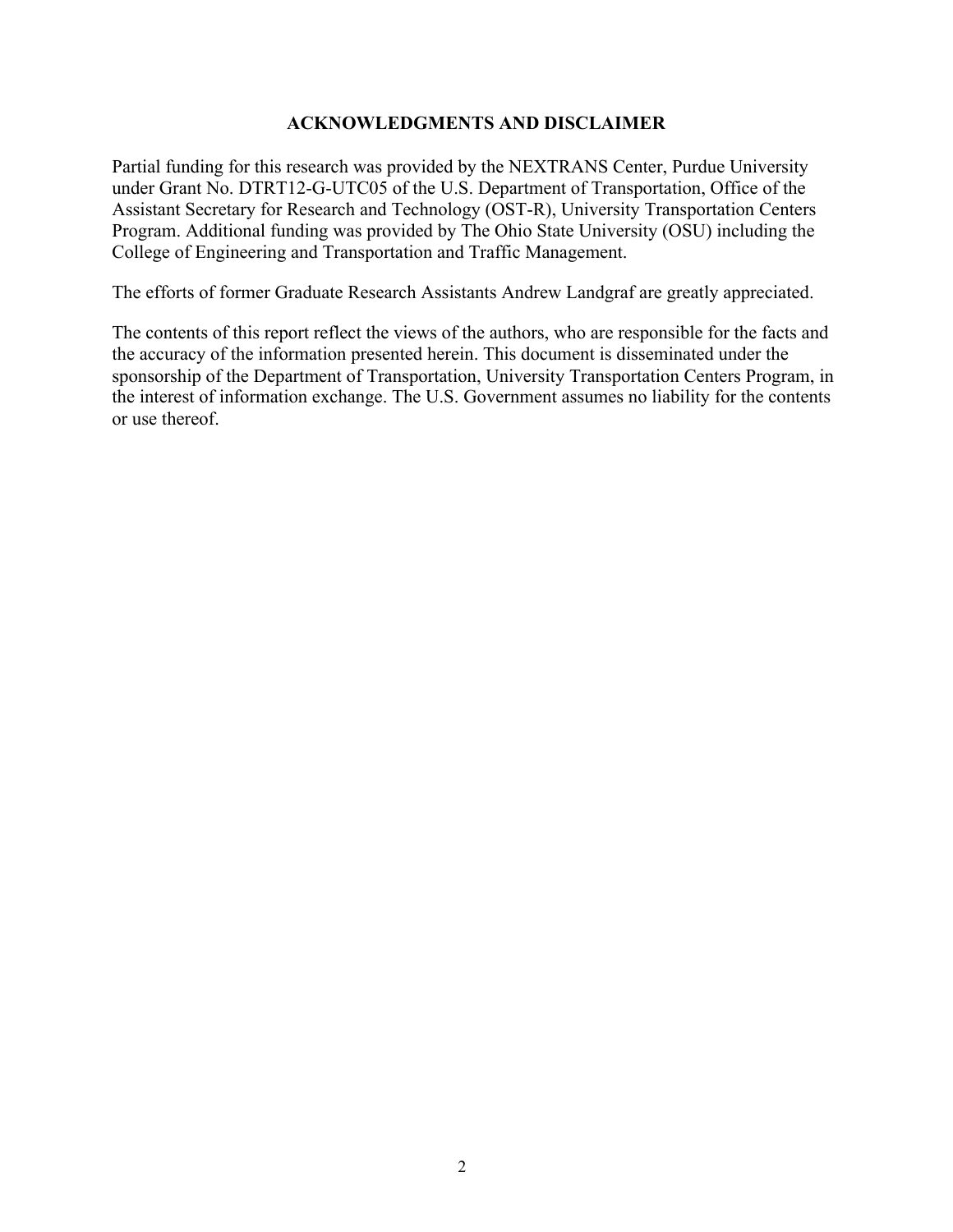## ACKNOWLEDGMENTS AND DISCLAIMER

Partial funding for this research was provided by the NEXTRANS Center, Purdue University under Grant No. DTRT12-G-UTC05 of the U.S. Department of Transportation, Office of the Assistant Secretary for Research and Technology (OST-R), University Transportation Centers Program. Additional funding was provided by The Ohio State University (OSU) including the College of Engineering and Transportation and Traffic Management.

The efforts of former Graduate Research Assistants Andrew Landgraf are greatly appreciated.

The contents of this report reflect the views of the authors, who are responsible for the facts and the accuracy of the information presented herein. This document is disseminated under the sponsorship of the Department of Transportation, University Transportation Centers Program, in the interest of information exchange. The U.S. Government assumes no liability for the contents or use thereof.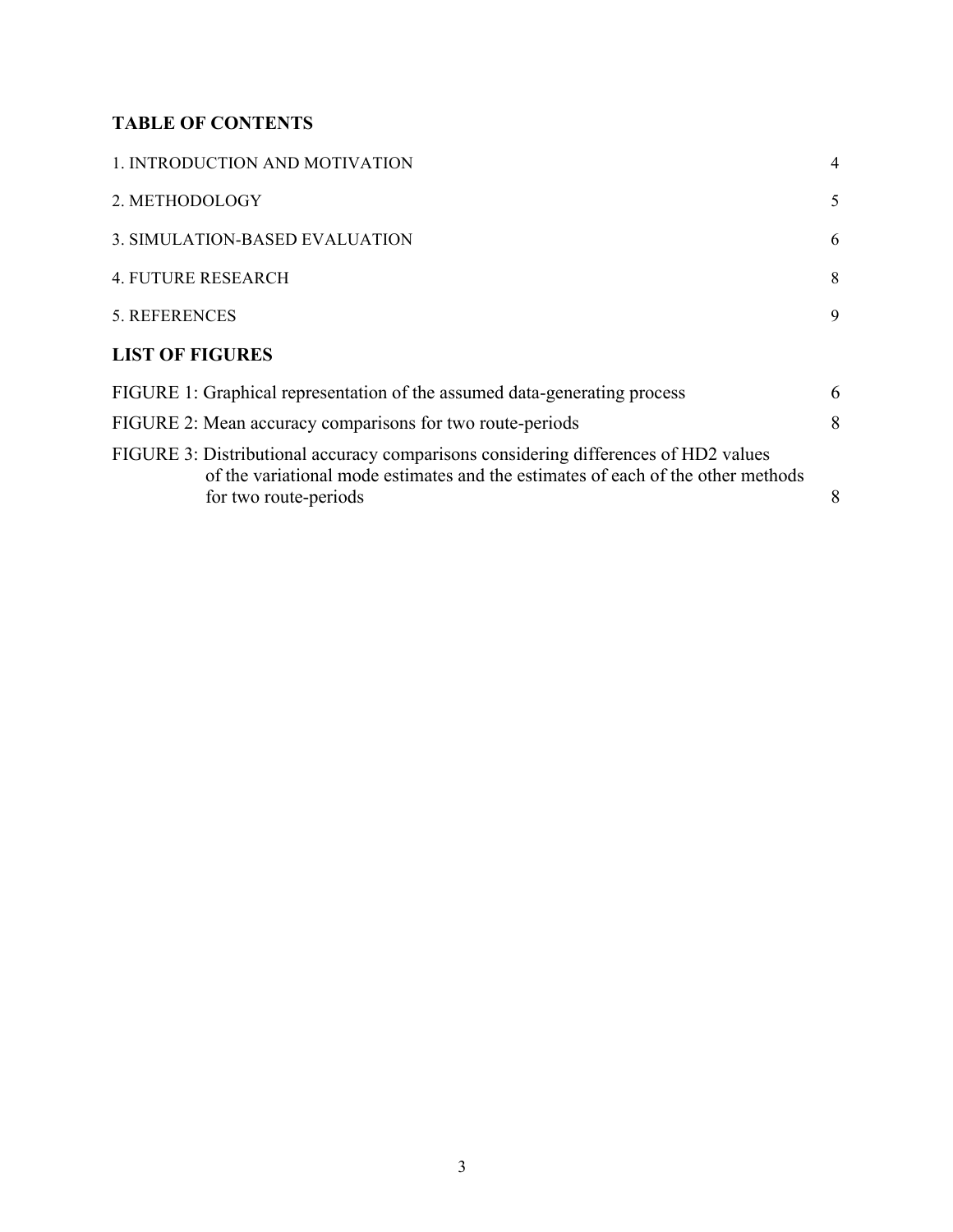## TABLE OF CONTENTS

| | |
|---|---|
| 1. INTRODUCTION AND MOTIVATION | 4 |
| 2. METHODOLOGY | 5 |
| 3. SIMULATION-BASED EVALUATION | 6 |
| 4. FUTURE RESEARCH | 8 |
| 5. REFERENCES | 9 |

## LIST OF FIGURES

| | |
|---|---|
| FIGURE 1: Graphical representation of the assumed data-generating process | 6 |
| FIGURE 2: Mean accuracy comparisons for two route-periods | 8 |
| FIGURE 3: Distributional accuracy comparisons considering differences of HD2 values of the variational mode estimates and the estimates of each of the other methods for two route-periods | 8 |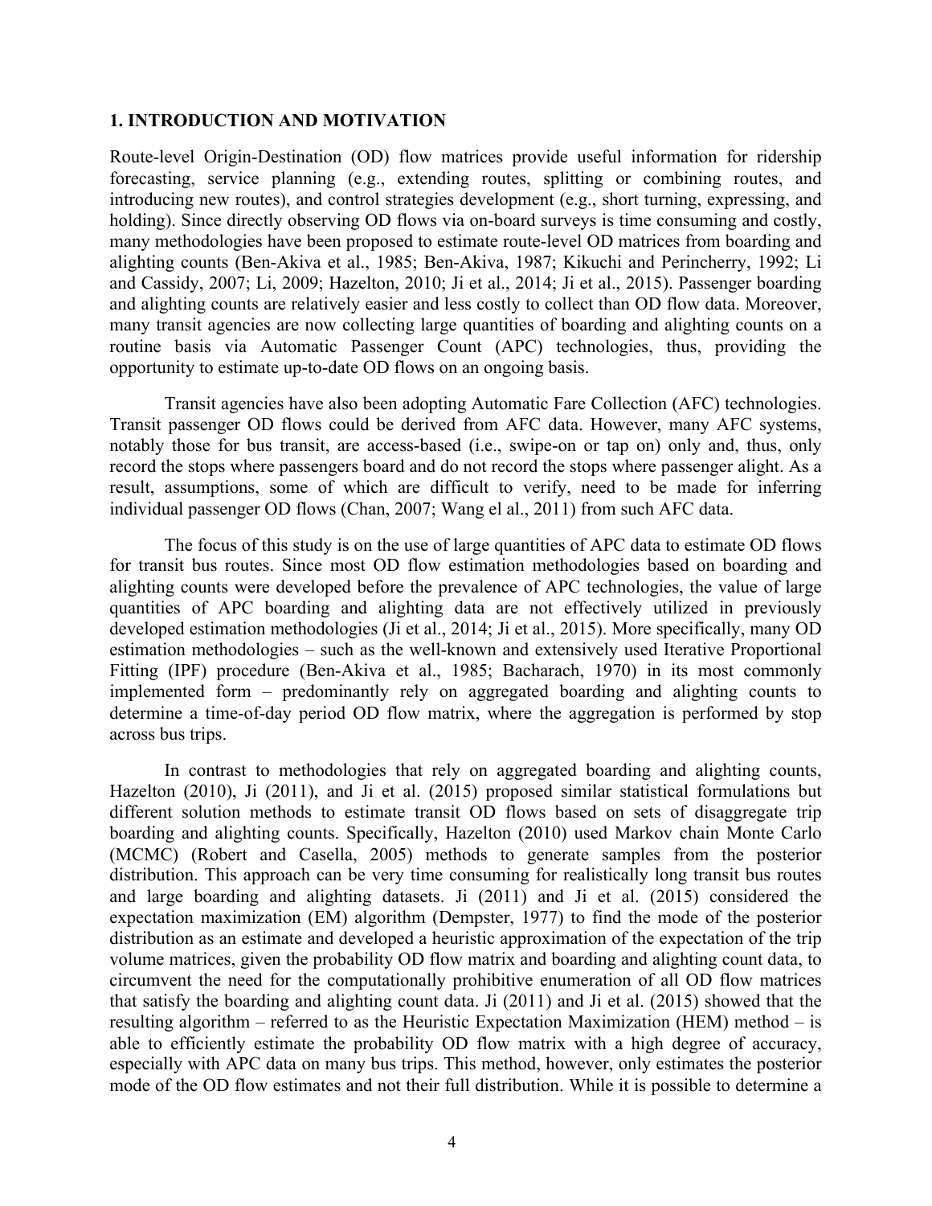## 1. INTRODUCTION AND MOTIVATION

Route-level Origin-Destination (OD) flow matrices provide useful information for ridership forecasting, service planning (e.g., extending routes, splitting or combining routes, and introducing new routes), and control strategies development (e.g., short turning, expressing, and holding). Since directly observing OD flows via on-board surveys is time consuming and costly, many methodologies have been proposed to estimate route-level OD matrices from boarding and alighting counts (Ben-Akiva et al., 1985; Ben-Akiva, 1987; Kikuchi and Perincherry, 1992; Li and Cassidy, 2007; Li, 2009; Hazelton, 2010; Ji et al., 2014; Ji et al., 2015). Passenger boarding and alighting counts are relatively easier and less costly to collect than OD flow data. Moreover, many transit agencies are now collecting large quantities of boarding and alighting counts on a routine basis via Automatic Passenger Count (APC) technologies, thus, providing the opportunity to estimate up-to-date OD flows on an ongoing basis.

Transit agencies have also been adopting Automatic Fare Collection (AFC) technologies. Transit passenger OD flows could be derived from AFC data. However, many AFC systems, notably those for bus transit, are access-based (i.e., swipe-on or tap on) only and, thus, only record the stops where passengers board and do not record the stops where passenger alight. As a result, assumptions, some of which are difficult to verify, need to be made for inferring individual passenger OD flows (Chan, 2007; Wang el al., 2011) from such AFC data.

The focus of this study is on the use of large quantities of APC data to estimate OD flows for transit bus routes. Since most OD flow estimation methodologies based on boarding and alighting counts were developed before the prevalence of APC technologies, the value of large quantities of APC boarding and alighting data are not effectively utilized in previously developed estimation methodologies (Ji et al., 2014; Ji et al., 2015). More specifically, many OD estimation methodologies – such as the well-known and extensively used Iterative Proportional Fitting (IPF) procedure (Ben-Akiva et al., 1985; Bacharach, 1970) in its most commonly implemented form – predominantly rely on aggregated boarding and alighting counts to determine a time-of-day period OD flow matrix, where the aggregation is performed by stop across bus trips.

In contrast to methodologies that rely on aggregated boarding and alighting counts, Hazelton (2010), Ji (2011), and Ji et al. (2015) proposed similar statistical formulations but different solution methods to estimate transit OD flows based on sets of disaggregate trip boarding and alighting counts. Specifically, Hazelton (2010) used Markov chain Monte Carlo (MCMC) (Robert and Casella, 2005) methods to generate samples from the posterior distribution. This approach can be very time consuming for realistically long transit bus routes and large boarding and alighting datasets. Ji (2011) and Ji et al. (2015) considered the expectation maximization (EM) algorithm (Dempster, 1977) to find the mode of the posterior distribution as an estimate and developed a heuristic approximation of the expectation of the trip volume matrices, given the probability OD flow matrix and boarding and alighting count data, to circumvent the need for the computationally prohibitive enumeration of all OD flow matrices that satisfy the boarding and alighting count data. Ji (2011) and Ji et al. (2015) showed that the resulting algorithm – referred to as the Heuristic Expectation Maximization (HEM) method – is able to efficiently estimate the probability OD flow matrix with a high degree of accuracy, especially with APC data on many bus trips. This method, however, only estimates the posterior mode of the OD flow estimates and not their full distribution. While it is possible to determine a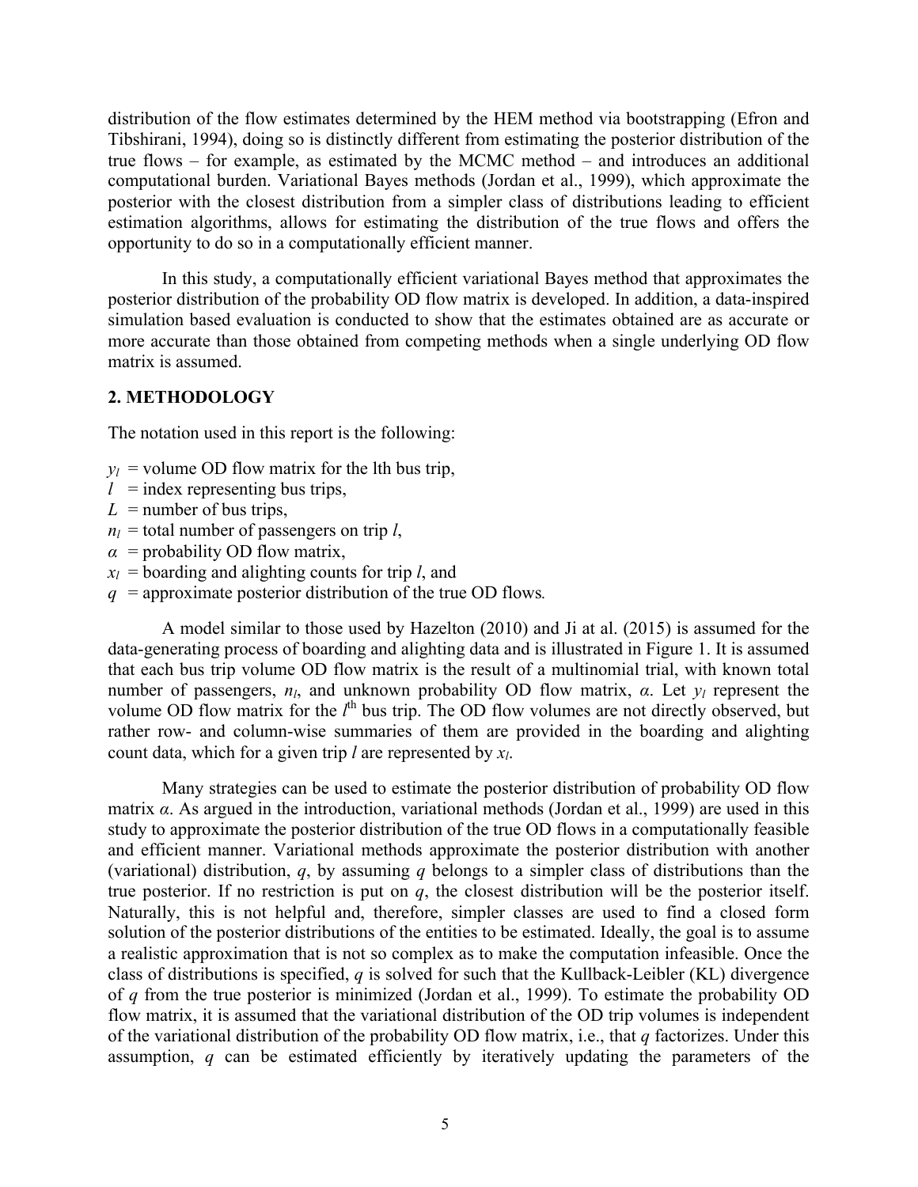distribution of the flow estimates determined by the HEM method via bootstrapping (Efron and Tibshirani, 1994), doing so is distinctly different from estimating the posterior distribution of the true flows – for example, as estimated by the MCMC method – and introduces an additional computational burden. Variational Bayes methods (Jordan et al., 1999), which approximate the posterior with the closest distribution from a simpler class of distributions leading to efficient estimation algorithms, allows for estimating the distribution of the true flows and offers the opportunity to do so in a computationally efficient manner.

In this study, a computationally efficient variational Bayes method that approximates the posterior distribution of the probability OD flow matrix is developed. In addition, a data-inspired simulation based evaluation is conducted to show that the estimates obtained are as accurate or more accurate than those obtained from competing methods when a single underlying OD flow matrix is assumed.

## 2. METHODOLOGY

The notation used in this report is the following:

- $y_l$ = volume OD flow matrix for the lth bus trip,
- $l$ = index representing bus trips,
- $L$ = number of bus trips,
- $n_l$ = total number of passengers on trip $l$,
- $\alpha$ = probability OD flow matrix,
- $x_l$ = boarding and alighting counts for trip $l$, and
- $q$ = approximate posterior distribution of the true OD flows.

A model similar to those used by Hazelton (2010) and Ji at al. (2015) is assumed for the data-generating process of boarding and alighting data and is illustrated in Figure 1. It is assumed that each bus trip volume OD flow matrix is the result of a multinomial trial, with known total number of passengers, $n_l$, and unknown probability OD flow matrix, $\alpha$. Let $y_l$ represent the volume OD flow matrix for the $l^{\text{th}}$ bus trip. The OD flow volumes are not directly observed, but rather row- and column-wise summaries of them are provided in the boarding and alighting count data, which for a given trip $l$ are represented by $x_l$.

Many strategies can be used to estimate the posterior distribution of probability OD flow matrix $\alpha$. As argued in the introduction, variational methods (Jordan et al., 1999) are used in this study to approximate the posterior distribution of the true OD flows in a computationally feasible and efficient manner. Variational methods approximate the posterior distribution with another (variational) distribution, $q$, by assuming $q$ belongs to a simpler class of distributions than the true posterior. If no restriction is put on $q$, the closest distribution will be the posterior itself. Naturally, this is not helpful and, therefore, simpler classes are used to find a closed form solution of the posterior distributions of the entities to be estimated. Ideally, the goal is to assume a realistic approximation that is not so complex as to make the computation infeasible. Once the class of distributions is specified, $q$ is solved for such that the Kullback-Leibler (KL) divergence of $q$ from the true posterior is minimized (Jordan et al., 1999). To estimate the probability OD flow matrix, it is assumed that the variational distribution of the OD trip volumes is independent of the variational distribution of the probability OD flow matrix, i.e., that $q$ factorizes. Under this assumption, $q$ can be estimated efficiently by iteratively updating the parameters of the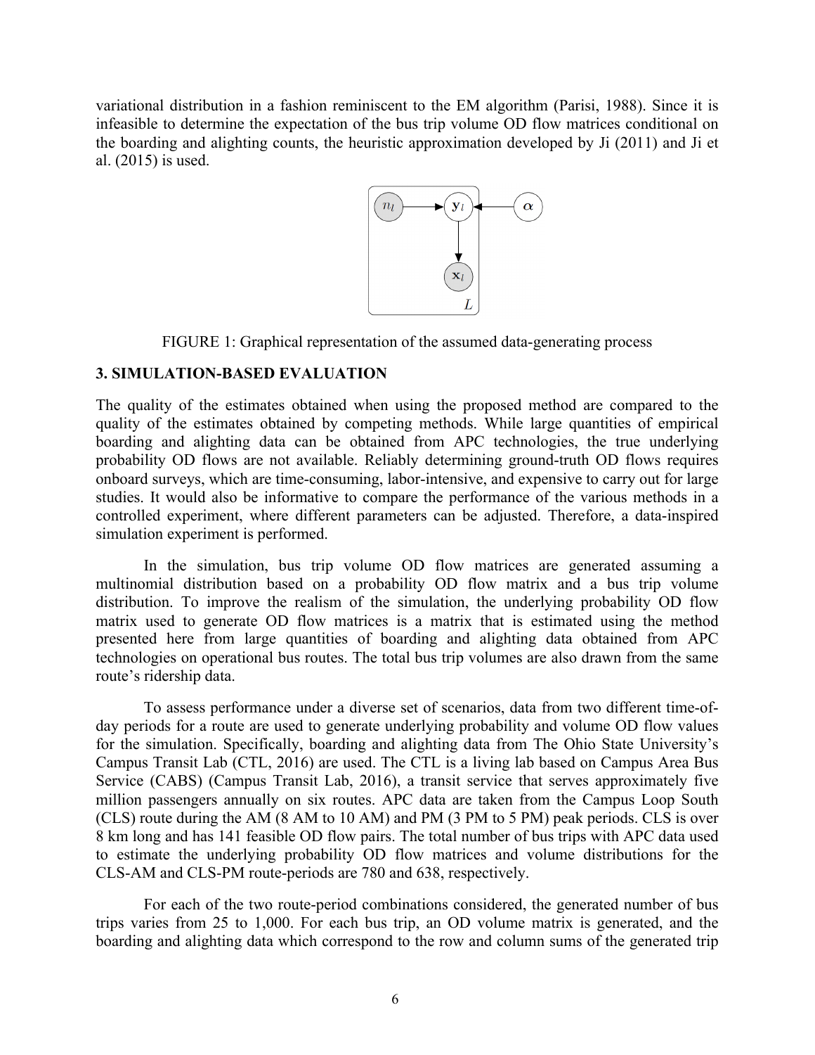variational distribution in a fashion reminiscent to the EM algorithm (Parisi, 1988). Since it is infeasible to determine the expectation of the bus trip volume OD flow matrices conditional on the boarding and alighting counts, the heuristic approximation developed by Ji (2011) and Ji et al. (2015) is used.

FIGURE 1: Graphical representation of the assumed data-generating process

## 3. SIMULATION-BASED EVALUATION

The quality of the estimates obtained when using the proposed method are compared to the quality of the estimates obtained by competing methods. While large quantities of empirical boarding and alighting data can be obtained from APC technologies, the true underlying probability OD flows are not available. Reliably determining ground-truth OD flows requires onboard surveys, which are time-consuming, labor-intensive, and expensive to carry out for large studies. It would also be informative to compare the performance of the various methods in a controlled experiment, where different parameters can be adjusted. Therefore, a data-inspired simulation experiment is performed.

In the simulation, bus trip volume OD flow matrices are generated assuming a multinomial distribution based on a probability OD flow matrix and a bus trip volume distribution. To improve the realism of the simulation, the underlying probability OD flow matrix used to generate OD flow matrices is a matrix that is estimated using the method presented here from large quantities of boarding and alighting data obtained from APC technologies on operational bus routes. The total bus trip volumes are also drawn from the same route's ridership data.

To assess performance under a diverse set of scenarios, data from two different time-of-day periods for a route are used to generate underlying probability and volume OD flow values for the simulation. Specifically, boarding and alighting data from The Ohio State University's Campus Transit Lab (CTL, 2016) are used. The CTL is a living lab based on Campus Area Bus Service (CABS) (Campus Transit Lab, 2016), a transit service that serves approximately five million passengers annually on six routes. APC data are taken from the Campus Loop South (CLS) route during the AM (8 AM to 10 AM) and PM (3 PM to 5 PM) peak periods. CLS is over 8 km long and has 141 feasible OD flow pairs. The total number of bus trips with APC data used to estimate the underlying probability OD flow matrices and volume distributions for the CLS-AM and CLS-PM route-periods are 780 and 638, respectively.

For each of the two route-period combinations considered, the generated number of bus trips varies from 25 to 1,000. For each bus trip, an OD volume matrix is generated, and the boarding and alighting data which correspond to the row and column sums of the generated trip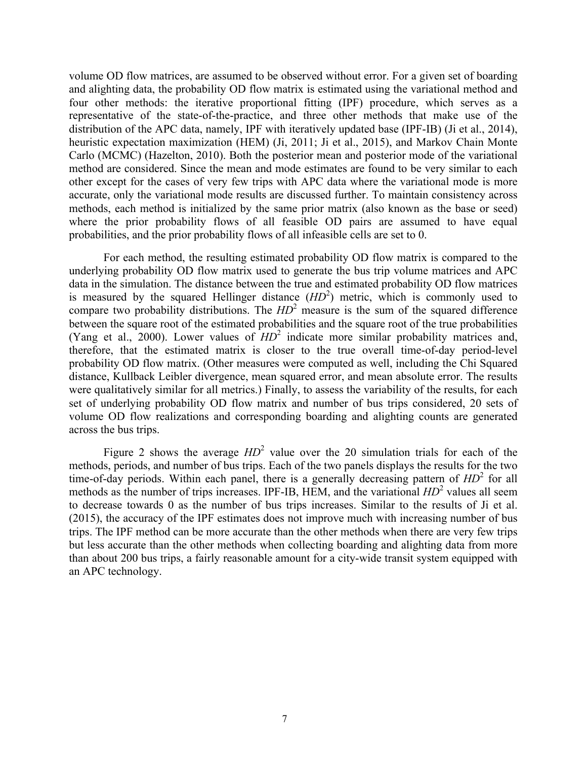volume OD flow matrices, are assumed to be observed without error. For a given set of boarding and alighting data, the probability OD flow matrix is estimated using the variational method and four other methods: the iterative proportional fitting (IPF) procedure, which serves as a representative of the state-of-the-practice, and three other methods that make use of the distribution of the APC data, namely, IPF with iteratively updated base (IPF-IB) (Ji et al., 2014), heuristic expectation maximization (HEM) (Ji, 2011; Ji et al., 2015), and Markov Chain Monte Carlo (MCMC) (Hazelton, 2010). Both the posterior mean and posterior mode of the variational method are considered. Since the mean and mode estimates are found to be very similar to each other except for the cases of very few trips with APC data where the variational mode is more accurate, only the variational mode results are discussed further. To maintain consistency across methods, each method is initialized by the same prior matrix (also known as the base or seed) where the prior probability flows of all feasible OD pairs are assumed to have equal probabilities, and the prior probability flows of all infeasible cells are set to 0.

For each method, the resulting estimated probability OD flow matrix is compared to the underlying probability OD flow matrix used to generate the bus trip volume matrices and APC data in the simulation. The distance between the true and estimated probability OD flow matrices is measured by the squared Hellinger distance ($HD^2$) metric, which is commonly used to compare two probability distributions. The $HD^2$ measure is the sum of the squared difference between the square root of the estimated probabilities and the square root of the true probabilities (Yang et al., 2000). Lower values of $HD^2$ indicate more similar probability matrices and, therefore, that the estimated matrix is closer to the true overall time-of-day period-level probability OD flow matrix. (Other measures were computed as well, including the Chi Squared distance, Kullback Leibler divergence, mean squared error, and mean absolute error. The results were qualitatively similar for all metrics.) Finally, to assess the variability of the results, for each set of underlying probability OD flow matrix and number of bus trips considered, 20 sets of volume OD flow realizations and corresponding boarding and alighting counts are generated across the bus trips.

Figure 2 shows the average $HD^2$ value over the 20 simulation trials for each of the methods, periods, and number of bus trips. Each of the two panels displays the results for the two time-of-day periods. Within each panel, there is a generally decreasing pattern of $HD^2$ for all methods as the number of trips increases. IPF-IB, HEM, and the variational $HD^2$ values all seem to decrease towards 0 as the number of bus trips increases. Similar to the results of Ji et al. (2015), the accuracy of the IPF estimates does not improve much with increasing number of bus trips. The IPF method can be more accurate than the other methods when there are very few trips but less accurate than the other methods when collecting boarding and alighting data from more than about 200 bus trips, a fairly reasonable amount for a city-wide transit system equipped with an APC technology.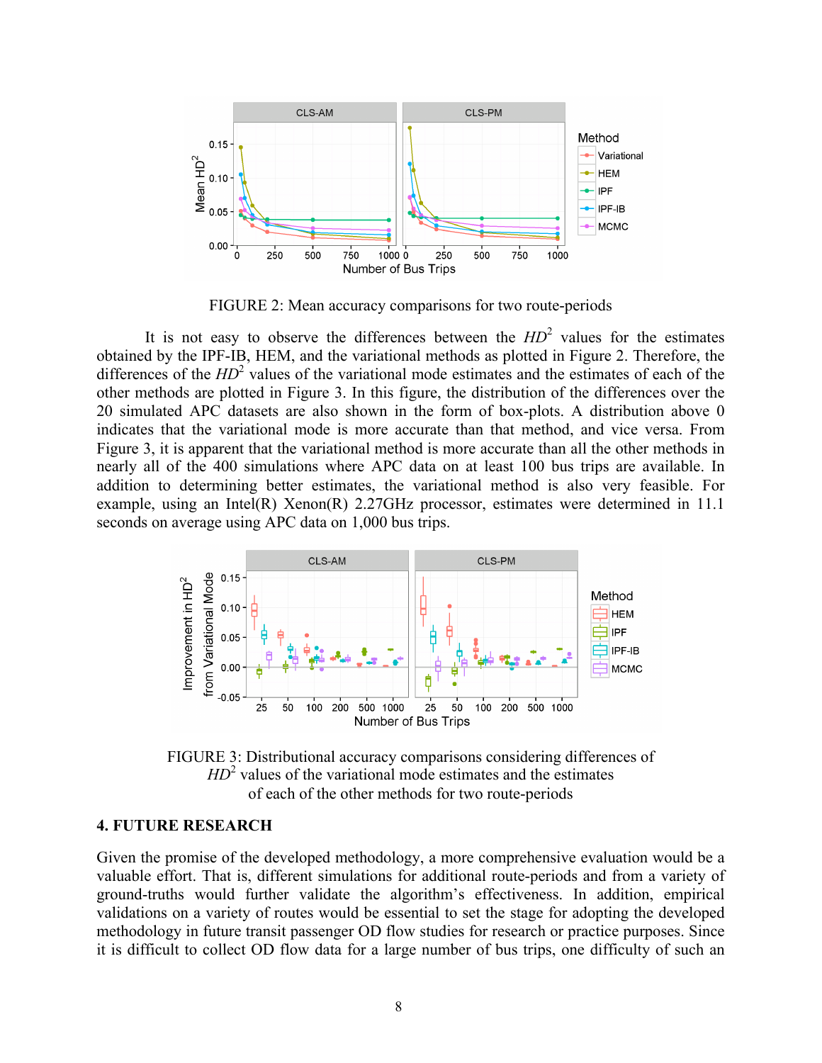FIGURE 2: Mean accuracy comparisons for two route-periods

It is not easy to observe the differences between the $HD^2$ values for the estimates obtained by the IPF-IB, HEM, and the variational methods as plotted in Figure 2. Therefore, the differences of the $HD^2$ values of the variational mode estimates and the estimates of each of the other methods are plotted in Figure 3. In this figure, the distribution of the differences over the 20 simulated APC datasets are also shown in the form of box-plots. A distribution above 0 indicates that the variational mode is more accurate than that method, and vice versa. From Figure 3, it is apparent that the variational method is more accurate than all the other methods in nearly all of the 400 simulations where APC data on at least 100 bus trips are available. In addition to determining better estimates, the variational method is also very feasible. For example, using an Intel(R) Xenon(R) 2.27GHz processor, estimates were determined in 11.1 seconds on average using APC data on 1,000 bus trips.

FIGURE 3: Distributional accuracy comparisons considering differences of $HD^2$ values of the variational mode estimates and the estimates of each of the other methods for two route-periods

## 4. FUTURE RESEARCH

Given the promise of the developed methodology, a more comprehensive evaluation would be a valuable effort. That is, different simulations for additional route-periods and from a variety of ground-truths would further validate the algorithm's effectiveness. In addition, empirical validations on a variety of routes would be essential to set the stage for adopting the developed methodology in future transit passenger OD flow studies for research or practice purposes. Since it is difficult to collect OD flow data for a large number of bus trips, one difficulty of such an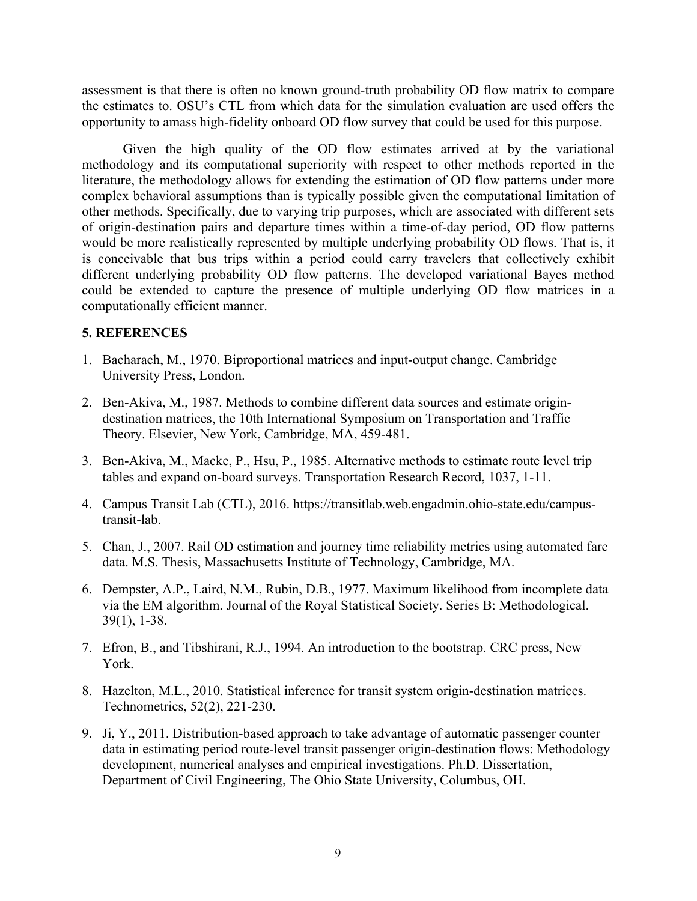assessment is that there is often no known ground-truth probability OD flow matrix to compare the estimates to. OSU's CTL from which data for the simulation evaluation are used offers the opportunity to amass high-fidelity onboard OD flow survey that could be used for this purpose.

Given the high quality of the OD flow estimates arrived at by the variational methodology and its computational superiority with respect to other methods reported in the literature, the methodology allows for extending the estimation of OD flow patterns under more complex behavioral assumptions than is typically possible given the computational limitation of other methods. Specifically, due to varying trip purposes, which are associated with different sets of origin-destination pairs and departure times within a time-of-day period, OD flow patterns would be more realistically represented by multiple underlying probability OD flows. That is, it is conceivable that bus trips within a period could carry travelers that collectively exhibit different underlying probability OD flow patterns. The developed variational Bayes method could be extended to capture the presence of multiple underlying OD flow matrices in a computationally efficient manner.

## 5. REFERENCES

1. Bacharach, M., 1970. Biproportional matrices and input-output change. Cambridge University Press, London.

2. Ben-Akiva, M., 1987. Methods to combine different data sources and estimate origin-destination matrices, the 10th International Symposium on Transportation and Traffic Theory. Elsevier, New York, Cambridge, MA, 459-481.

3. Ben-Akiva, M., Macke, P., Hsu, P., 1985. Alternative methods to estimate route level trip tables and expand on-board surveys. Transportation Research Record, 1037, 1-11.

4. Campus Transit Lab (CTL), 2016. https://transitlab.web.engadmin.ohio-state.edu/campus-transit-lab.

5. Chan, J., 2007. Rail OD estimation and journey time reliability metrics using automated fare data. M.S. Thesis, Massachusetts Institute of Technology, Cambridge, MA.

6. Dempster, A.P., Laird, N.M., Rubin, D.B., 1977. Maximum likelihood from incomplete data via the EM algorithm. Journal of the Royal Statistical Society. Series B: Methodological. 39(1), 1-38.

7. Efron, B., and Tibshirani, R.J., 1994. An introduction to the bootstrap. CRC press, New York.

8. Hazelton, M.L., 2010. Statistical inference for transit system origin-destination matrices. Technometrics, 52(2), 221-230.

9. Ji, Y., 2011. Distribution-based approach to take advantage of automatic passenger counter data in estimating period route-level transit passenger origin-destination flows: Methodology development, numerical analyses and empirical investigations. Ph.D. Dissertation, Department of Civil Engineering, The Ohio State University, Columbus, OH.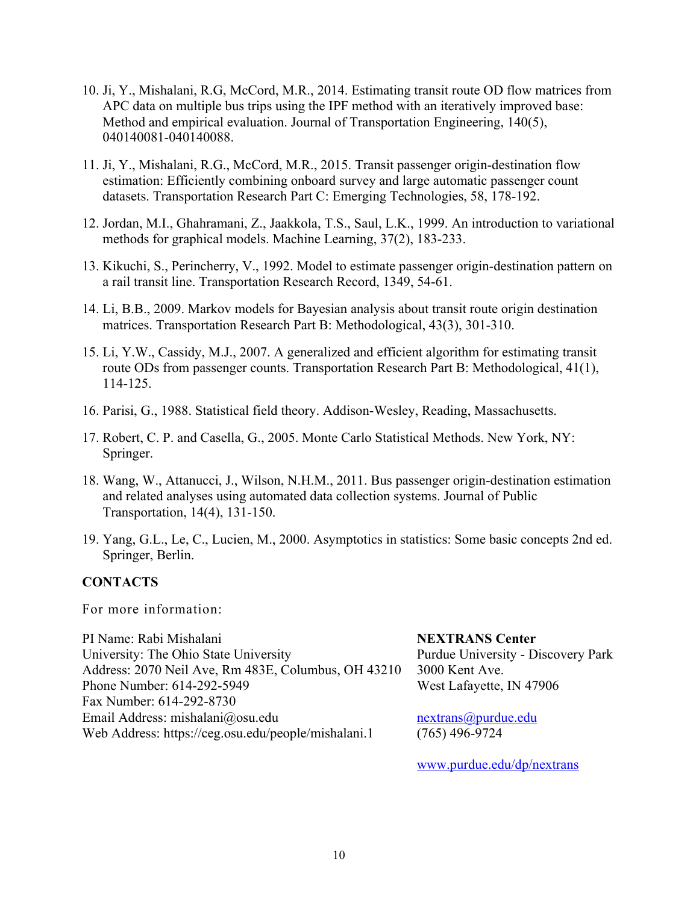10. Ji, Y., Mishalani, R.G, McCord, M.R., 2014. Estimating transit route OD flow matrices from APC data on multiple bus trips using the IPF method with an iteratively improved base: Method and empirical evaluation. Journal of Transportation Engineering, 140(5), 040140081-040140088.

11. Ji, Y., Mishalani, R.G., McCord, M.R., 2015. Transit passenger origin-destination flow estimation: Efficiently combining onboard survey and large automatic passenger count datasets. Transportation Research Part C: Emerging Technologies, 58, 178-192.

12. Jordan, M.I., Ghahramani, Z., Jaakkola, T.S., Saul, L.K., 1999. An introduction to variational methods for graphical models. Machine Learning, 37(2), 183-233.

13. Kikuchi, S., Perincherry, V., 1992. Model to estimate passenger origin-destination pattern on a rail transit line. Transportation Research Record, 1349, 54-61.

14. Li, B.B., 2009. Markov models for Bayesian analysis about transit route origin destination matrices. Transportation Research Part B: Methodological, 43(3), 301-310.

15. Li, Y.W., Cassidy, M.J., 2007. A generalized and efficient algorithm for estimating transit route ODs from passenger counts. Transportation Research Part B: Methodological, 41(1), 114-125.

16. Parisi, G., 1988. Statistical field theory. Addison-Wesley, Reading, Massachusetts.

17. Robert, C. P. and Casella, G., 2005. Monte Carlo Statistical Methods. New York, NY: Springer.

18. Wang, W., Attanucci, J., Wilson, N.H.M., 2011. Bus passenger origin-destination estimation and related analyses using automated data collection systems. Journal of Public Transportation, 14(4), 131-150.

19. Yang, G.L., Le, C., Lucien, M., 2000. Asymptotics in statistics: Some basic concepts 2nd ed. Springer, Berlin.

## CONTACTS

For more information:

PI Name: Rabi Mishalani
University: The Ohio State University
Address: 2070 Neil Ave, Rm 483E, Columbus, OH 43210
Phone Number: 614-292-5949
Fax Number: 614-292-8730
Email Address: mishalani@osu.edu
Web Address: https://ceg.osu.edu/people/mishalani.1

**NEXTRANS Center**
Purdue University - Discovery Park
3000 Kent Ave.
West Lafayette, IN 47906

nextrans@purdue.edu
(765) 496-9724

www.purdue.edu/dp/nextrans